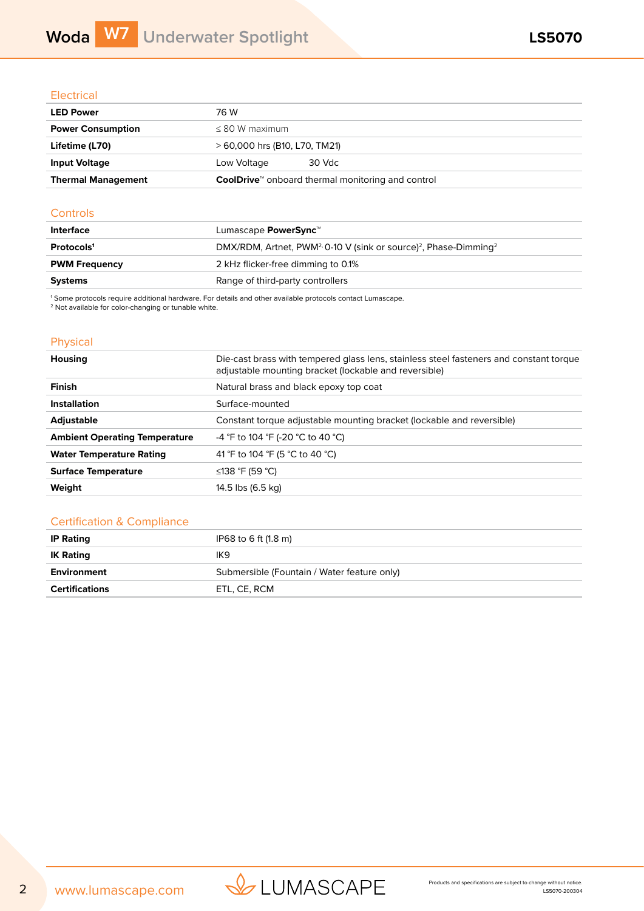## Electrical

| | |
|---|---|
| **LED Power** | 76 W |
| **Power Consumption** | ≤ 80 W maximum |
| **Lifetime (L70)** | > 60,000 hrs (B10, L70, TM21) |
| **Input Voltage** | Low Voltage 30 Vdc |
| **Thermal Management** | **CoolDrive**™ onboard thermal monitoring and control |

## Controls

| | |
|---|---|
| **Interface** | Lumascape **PowerSync**™ |
| **Protocols**[1] | DMX/RDM, Artnet, PWM[2], 0-10 V (sink or source)[2], Phase-Dimming[2] |
| **PWM Frequency** | 2 kHz flicker-free dimming to 0.1% |
| **Systems** | Range of third-party controllers |

[1] Some protocols require additional hardware. For details and other available protocols contact Lumascape.
[2] Not available for color-changing or tunable white.

## Physical

| | |
|---|---|
| **Housing** | Die-cast brass with tempered glass lens, stainless steel fasteners and constant torque adjustable mounting bracket (lockable and reversible) |
| **Finish** | Natural brass and black epoxy top coat |
| **Installation** | Surface-mounted |
| **Adjustable** | Constant torque adjustable mounting bracket (lockable and reversible) |
| **Ambient Operating Temperature** | -4 °F to 104 °F (-20 °C to 40 °C) |
| **Water Temperature Rating** | 41 °F to 104 °F (5 °C to 40 °C) |
| **Surface Temperature** | ≤138 °F (59 °C) |
| **Weight** | 14.5 lbs (6.5 kg) |

## Certification & Compliance

| | |
|---|---|
| **IP Rating** | IP68 to 6 ft (1.8 m) |
| **IK Rating** | IK9 |
| **Environment** | Submersible (Fountain / Water feature only) |
| **Certifications** | ETL, CE, RCM |

Products and specifications are subject to change without notice.
LS5070-200304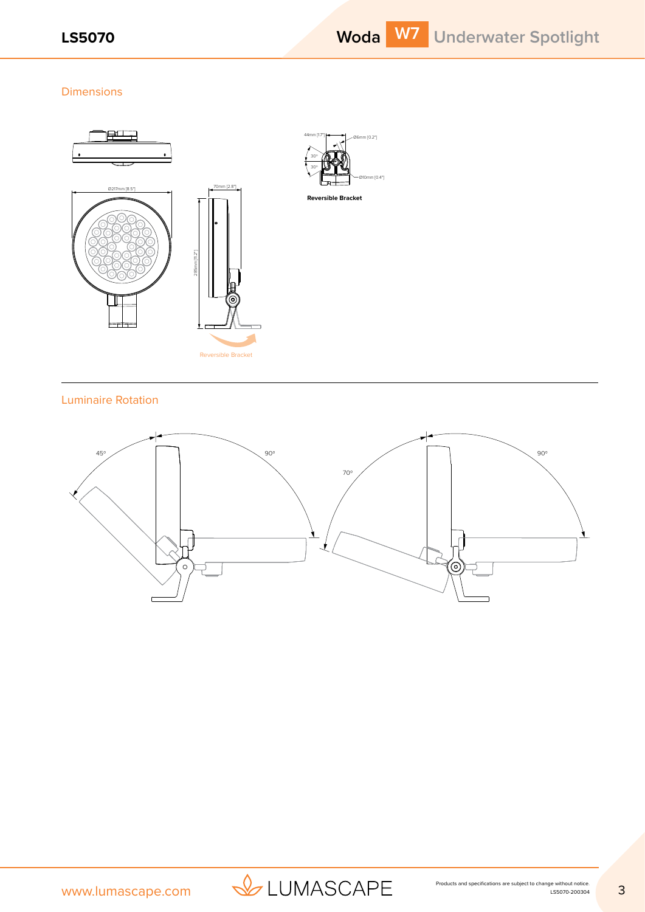## Dimensions

Ø217mm [8.5"]

70mm [2.8"]

285mm [11.2"]

Reversible Bracket

44mm [1.7"]

Ø6mm [0.2"]

30°

30°

Ø10mm [0.4"]

**Reversible Bracket**

## Luminaire Rotation

45°

90°

70°

90°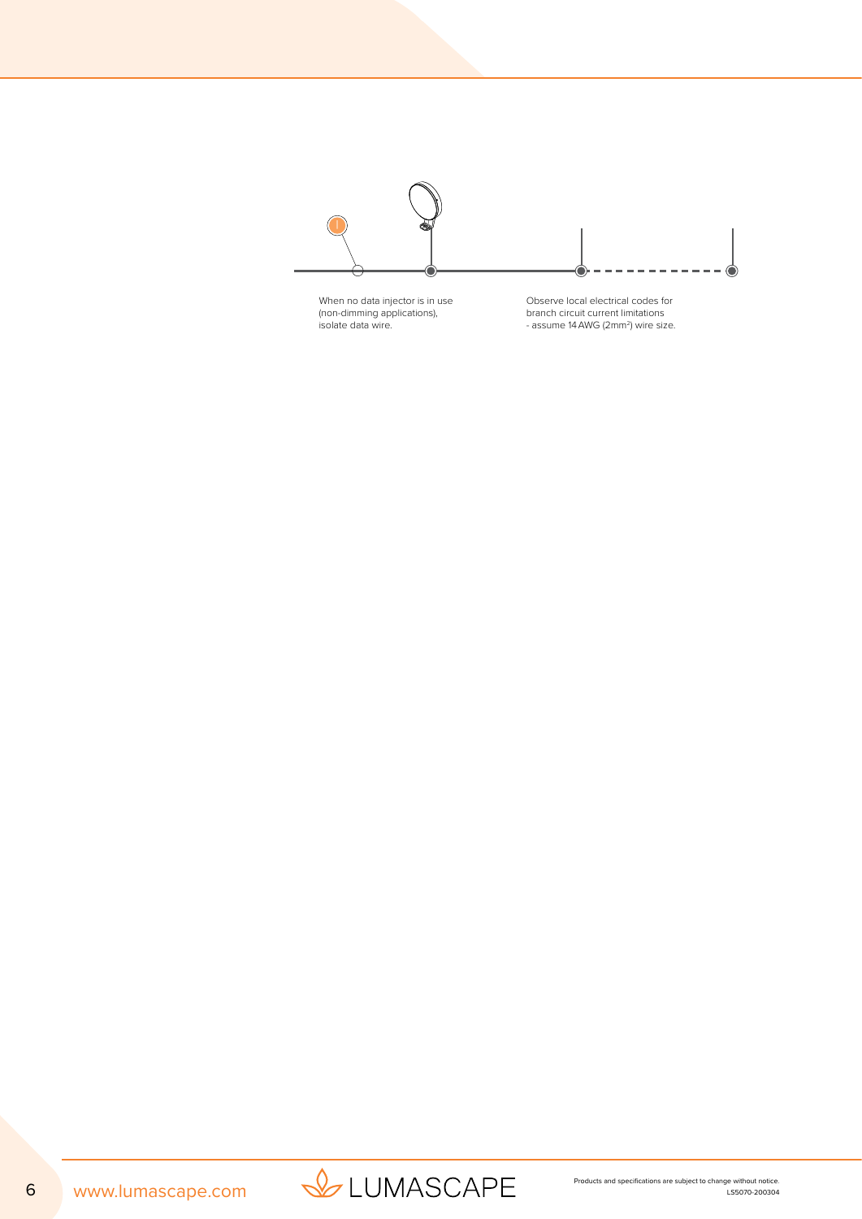When no data injector is in use (non-dimming applications), isolate data wire.

Observe local electrical codes for branch circuit current limitations - assume 14 AWG ($2mm^2$) wire size.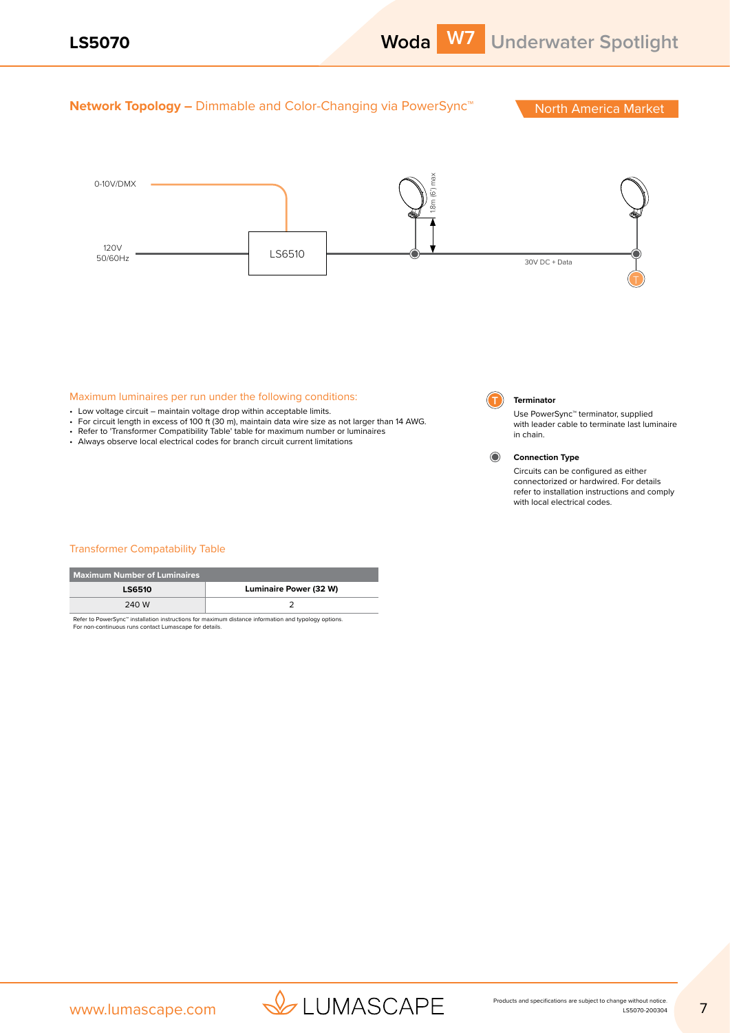## Network Topology – Dimmable and Color-Changing via PowerSync™

North America Market

0-10V/DMX

120V 50/60Hz

LS6510

1.8m (6') max

30V DC + Data

T

### Maximum luminaires per run under the following conditions:

- Low voltage circuit – maintain voltage drop within acceptable limits.
- For circuit length in excess of 100 ft (30 m), maintain data wire size as not larger than 14 AWG.
- Refer to 'Transformer Compatibility Table' table for maximum number or luminaires
- Always observe local electrical codes for branch circuit current limitations

**Terminator**

Use PowerSync™ terminator, supplied with leader cable to terminate last luminaire in chain.

**Connection Type**

Circuits can be configured as either connectorized or hardwired. For details refer to installation instructions and comply with local electrical codes.

### Transformer Compatability Table

| Maximum Number of Luminaires | |
|---|---|
| **LS6510** | **Luminaire Power (32 W)** |
| 240 W | 2 |

Refer to PowerSync™ installation instructions for maximum distance information and typology options.
For non-continuous runs contact Lumascape for details.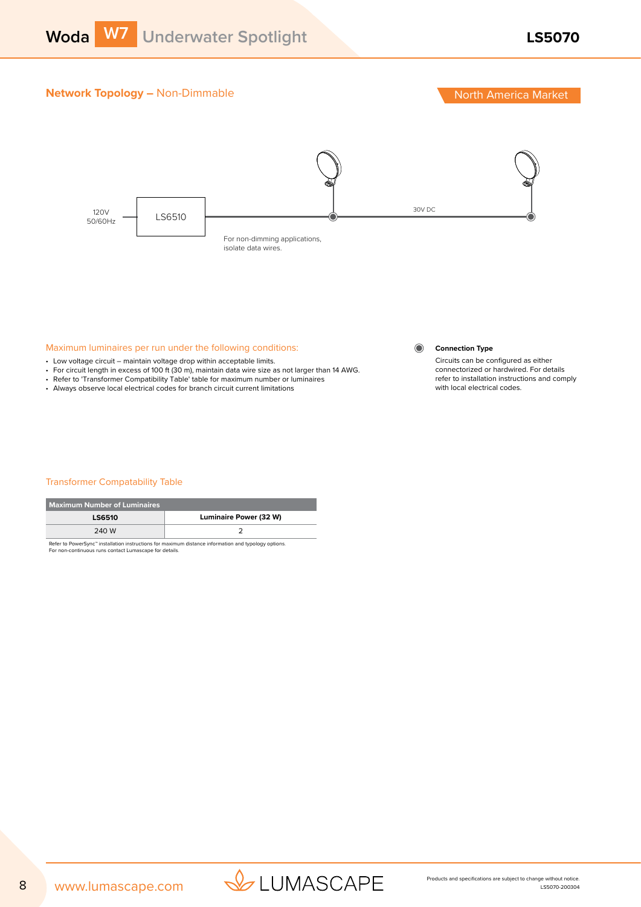## Network Topology – Non-Dimmable

North America Market

120V 50/60Hz — LS6510 — 30V DC

For non-dimming applications, isolate data wires.

### Maximum luminaires per run under the following conditions:

- Low voltage circuit – maintain voltage drop within acceptable limits.
- For circuit length in excess of 100 ft (30 m), maintain data wire size as not larger than 14 AWG.
- Refer to 'Transformer Compatibility Table' table for maximum number or luminaires
- Always observe local electrical codes for branch circuit current limitations

**Connection Type**

Circuits can be configured as either connectorized or hardwired. For details refer to installation instructions and comply with local electrical codes.

### Transformer Compatability Table

| Maximum Number of Luminaires | |
|---|---|
| **LS6510** | **Luminaire Power (32 W)** |
| 240 W | 2 |

Refer to PowerSync™ installation instructions for maximum distance information and typology options.
For non-continuous runs contact Lumascape for details.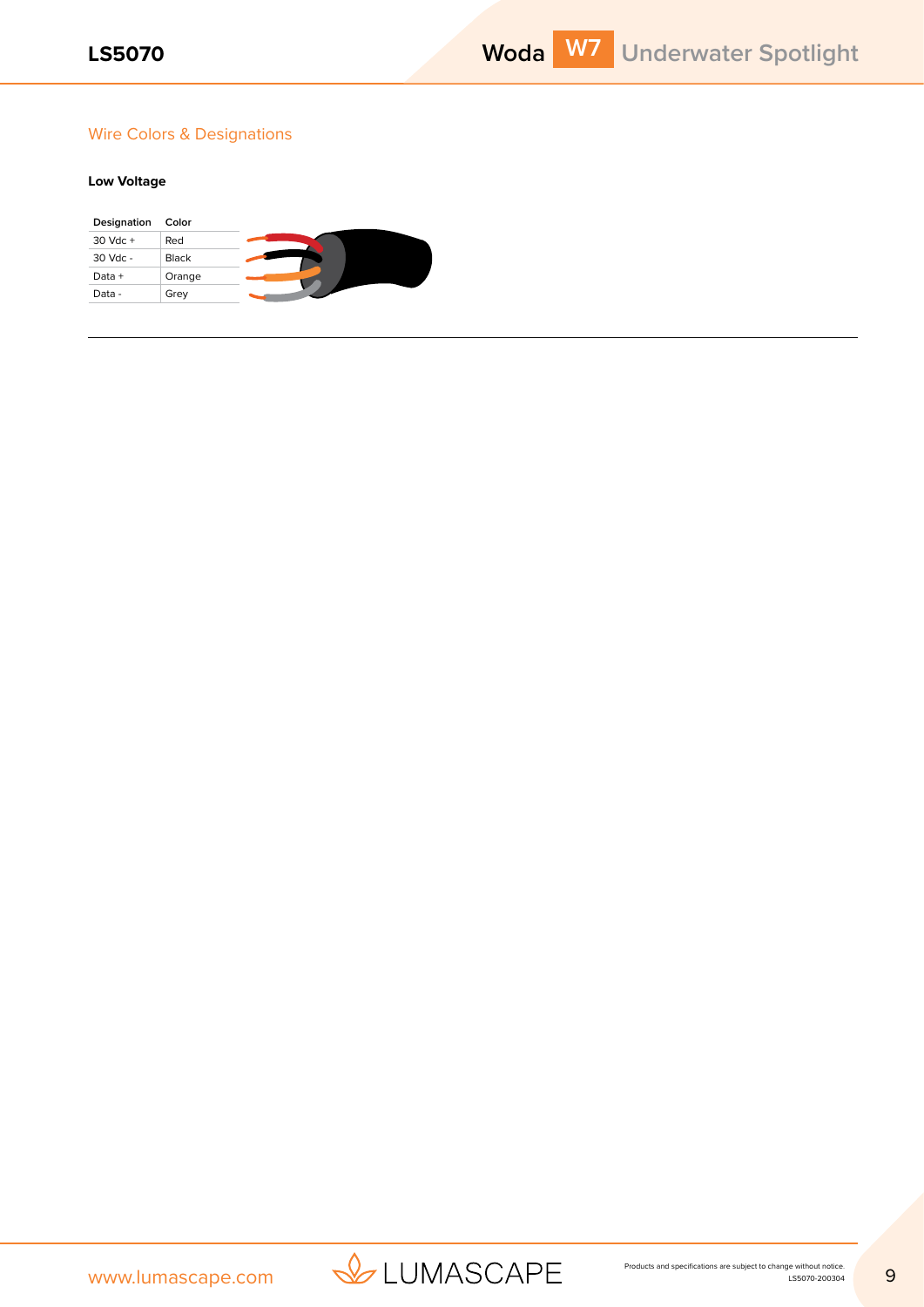## Wire Colors & Designations

**Low Voltage**

| Designation | Color |
|---|---|
| 30 Vdc + | Red |
| 30 Vdc - | Black |
| Data + | Orange |
| Data - | Grey |

www.lumascape.com

Products and specifications are subject to change without notice.
LS5070-200304